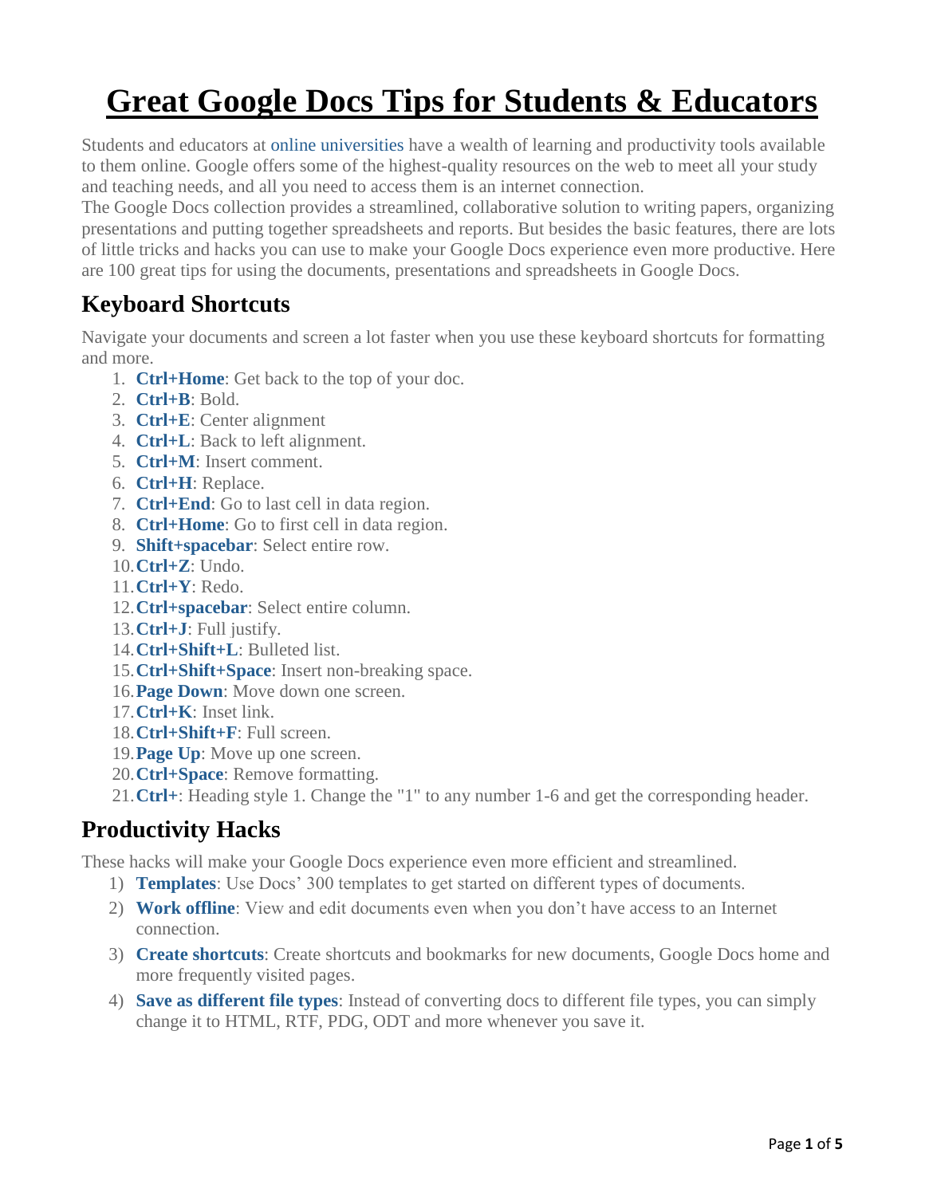# Great Google Docs Tips for Students & Educators

Students and educators at online universities have a wealth of learning and productivity tools available to them online. Google offers some of the highest-quality resources on the web to meet all your study and teaching needs, and all you need to access them is an internet connection.

The Google Docs collection provides a streamlined, collaborative solution to writing papers, organizing presentations and putting together spreadsheets and reports. But besides the basic features, there are lots of little tricks and hacks you can use to make your Google Docs experience even more productive. Here are 100 great tips for using the documents, presentations and spreadsheets in Google Docs.

## Keyboard Shortcuts

Navigate your documents and screen a lot faster when you use these keyboard shortcuts for formatting and more.

1. **Ctrl+Home**: Get back to the top of your doc.
2. **Ctrl+B**: Bold.
3. **Ctrl+E**: Center alignment
4. **Ctrl+L**: Back to left alignment.
5. **Ctrl+M**: Insert comment.
6. **Ctrl+H**: Replace.
7. **Ctrl+End**: Go to last cell in data region.
8. **Ctrl+Home**: Go to first cell in data region.
9. **Shift+spacebar**: Select entire row.
10. **Ctrl+Z**: Undo.
11. **Ctrl+Y**: Redo.
12. **Ctrl+spacebar**: Select entire column.
13. **Ctrl+J**: Full justify.
14. **Ctrl+Shift+L**: Bulleted list.
15. **Ctrl+Shift+Space**: Insert non-breaking space.
16. **Page Down**: Move down one screen.
17. **Ctrl+K**: Inset link.
18. **Ctrl+Shift+F**: Full screen.
19. **Page Up**: Move up one screen.
20. **Ctrl+Space**: Remove formatting.
21. **Ctrl+**: Heading style 1. Change the "1" to any number 1-6 and get the corresponding header.

## Productivity Hacks

These hacks will make your Google Docs experience even more efficient and streamlined.

1) **Templates**: Use Docs' 300 templates to get started on different types of documents.
2) **Work offline**: View and edit documents even when you don't have access to an Internet connection.
3) **Create shortcuts**: Create shortcuts and bookmarks for new documents, Google Docs home and more frequently visited pages.
4) **Save as different file types**: Instead of converting docs to different file types, you can simply change it to HTML, RTF, PDG, ODT and more whenever you save it.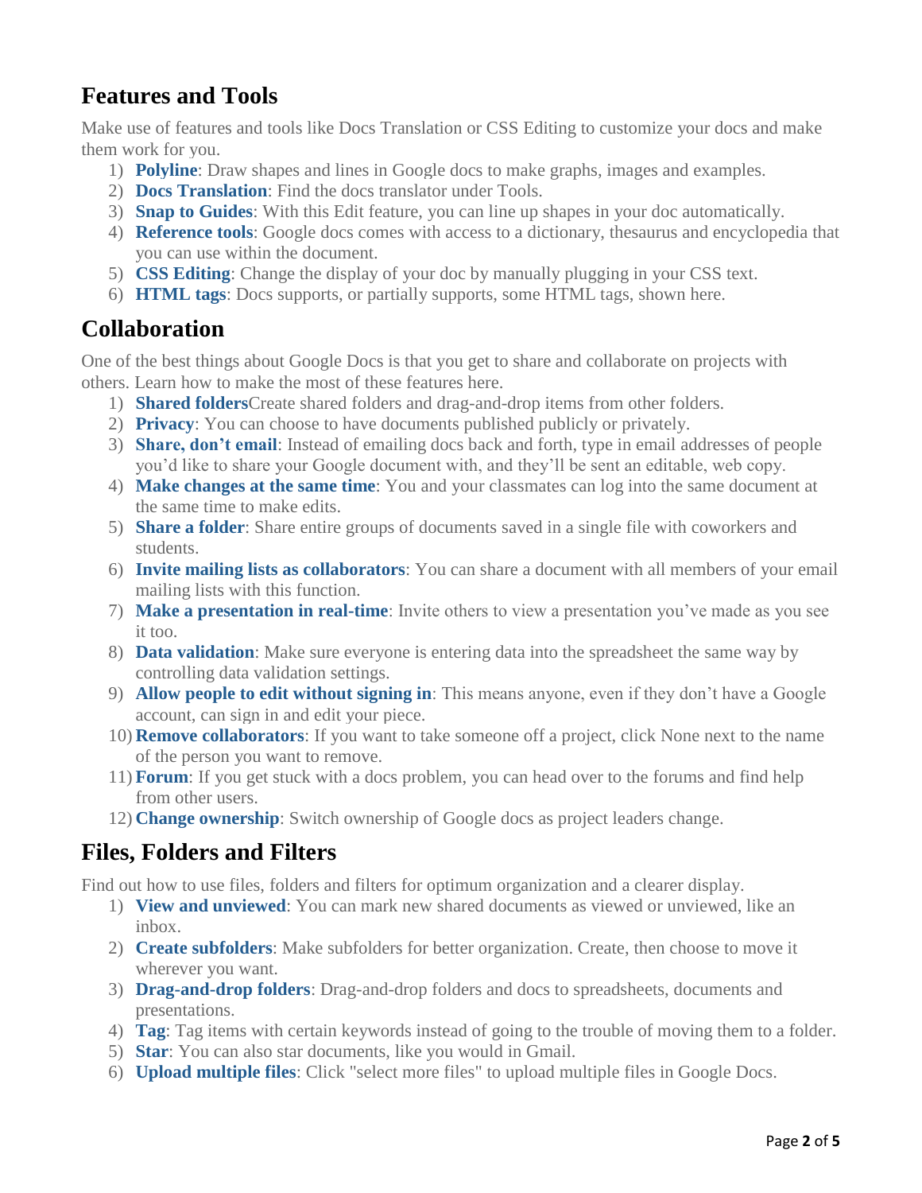## Features and Tools

Make use of features and tools like Docs Translation or CSS Editing to customize your docs and make them work for you.

1) **Polyline**: Draw shapes and lines in Google docs to make graphs, images and examples.
2) **Docs Translation**: Find the docs translator under Tools.
3) **Snap to Guides**: With this Edit feature, you can line up shapes in your doc automatically.
4) **Reference tools**: Google docs comes with access to a dictionary, thesaurus and encyclopedia that you can use within the document.
5) **CSS Editing**: Change the display of your doc by manually plugging in your CSS text.
6) **HTML tags**: Docs supports, or partially supports, some HTML tags, shown here.

## Collaboration

One of the best things about Google Docs is that you get to share and collaborate on projects with others. Learn how to make the most of these features here.

1) **Shared folders**Create shared folders and drag-and-drop items from other folders.
2) **Privacy**: You can choose to have documents published publicly or privately.
3) **Share, don't email**: Instead of emailing docs back and forth, type in email addresses of people you'd like to share your Google document with, and they'll be sent an editable, web copy.
4) **Make changes at the same time**: You and your classmates can log into the same document at the same time to make edits.
5) **Share a folder**: Share entire groups of documents saved in a single file with coworkers and students.
6) **Invite mailing lists as collaborators**: You can share a document with all members of your email mailing lists with this function.
7) **Make a presentation in real-time**: Invite others to view a presentation you've made as you see it too.
8) **Data validation**: Make sure everyone is entering data into the spreadsheet the same way by controlling data validation settings.
9) **Allow people to edit without signing in**: This means anyone, even if they don't have a Google account, can sign in and edit your piece.
10) **Remove collaborators**: If you want to take someone off a project, click None next to the name of the person you want to remove.
11) **Forum**: If you get stuck with a docs problem, you can head over to the forums and find help from other users.
12) **Change ownership**: Switch ownership of Google docs as project leaders change.

## Files, Folders and Filters

Find out how to use files, folders and filters for optimum organization and a clearer display.

1) **View and unviewed**: You can mark new shared documents as viewed or unviewed, like an inbox.
2) **Create subfolders**: Make subfolders for better organization. Create, then choose to move it wherever you want.
3) **Drag-and-drop folders**: Drag-and-drop folders and docs to spreadsheets, documents and presentations.
4) **Tag**: Tag items with certain keywords instead of going to the trouble of moving them to a folder.
5) **Star**: You can also star documents, like you would in Gmail.
6) **Upload multiple files**: Click "select more files" to upload multiple files in Google Docs.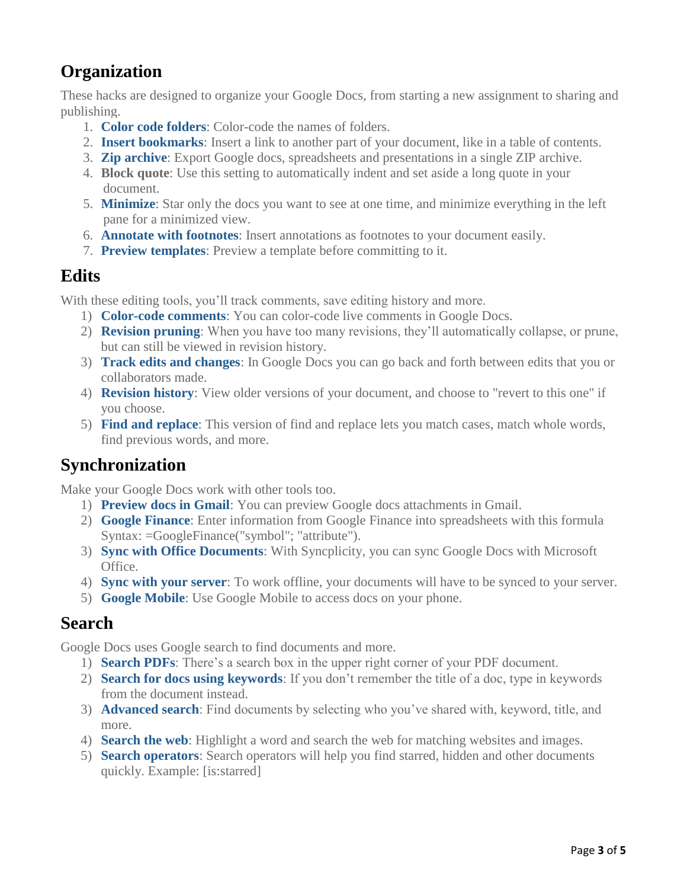## Organization

These hacks are designed to organize your Google Docs, from starting a new assignment to sharing and publishing.

1. **Color code folders**: Color-code the names of folders.
2. **Insert bookmarks**: Insert a link to another part of your document, like in a table of contents.
3. **Zip archive**: Export Google docs, spreadsheets and presentations in a single ZIP archive.
4. **Block quote**: Use this setting to automatically indent and set aside a long quote in your document.
5. **Minimize**: Star only the docs you want to see at one time, and minimize everything in the left pane for a minimized view.
6. **Annotate with footnotes**: Insert annotations as footnotes to your document easily.
7. **Preview templates**: Preview a template before committing to it.

## Edits

With these editing tools, you'll track comments, save editing history and more.

1) **Color-code comments**: You can color-code live comments in Google Docs.
2) **Revision pruning**: When you have too many revisions, they'll automatically collapse, or prune, but can still be viewed in revision history.
3) **Track edits and changes**: In Google Docs you can go back and forth between edits that you or collaborators made.
4) **Revision history**: View older versions of your document, and choose to "revert to this one" if you choose.
5) **Find and replace**: This version of find and replace lets you match cases, match whole words, find previous words, and more.

## Synchronization

Make your Google Docs work with other tools too.

1) **Preview docs in Gmail**: You can preview Google docs attachments in Gmail.
2) **Google Finance**: Enter information from Google Finance into spreadsheets with this formula Syntax: =GoogleFinance("symbol"; "attribute").
3) **Sync with Office Documents**: With Syncplicity, you can sync Google Docs with Microsoft Office.
4) **Sync with your server**: To work offline, your documents will have to be synced to your server.
5) **Google Mobile**: Use Google Mobile to access docs on your phone.

## Search

Google Docs uses Google search to find documents and more.

1) **Search PDFs**: There's a search box in the upper right corner of your PDF document.
2) **Search for docs using keywords**: If you don't remember the title of a doc, type in keywords from the document instead.
3) **Advanced search**: Find documents by selecting who you've shared with, keyword, title, and more.
4) **Search the web**: Highlight a word and search the web for matching websites and images.
5) **Search operators**: Search operators will help you find starred, hidden and other documents quickly. Example: [is:starred]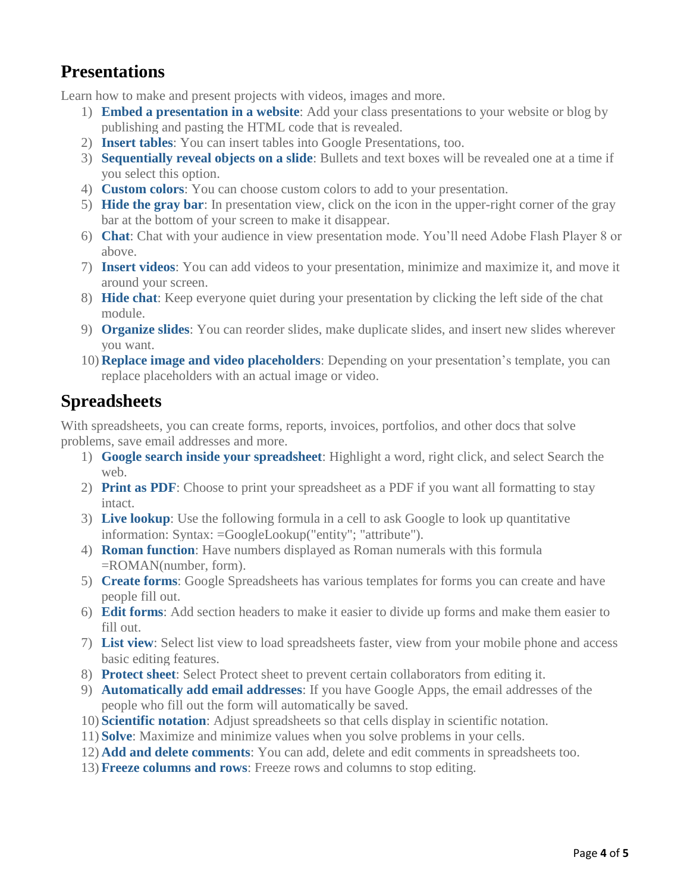## Presentations

Learn how to make and present projects with videos, images and more.

1) **Embed a presentation in a website**: Add your class presentations to your website or blog by publishing and pasting the HTML code that is revealed.
2) **Insert tables**: You can insert tables into Google Presentations, too.
3) **Sequentially reveal objects on a slide**: Bullets and text boxes will be revealed one at a time if you select this option.
4) **Custom colors**: You can choose custom colors to add to your presentation.
5) **Hide the gray bar**: In presentation view, click on the icon in the upper-right corner of the gray bar at the bottom of your screen to make it disappear.
6) **Chat**: Chat with your audience in view presentation mode. You'll need Adobe Flash Player 8 or above.
7) **Insert videos**: You can add videos to your presentation, minimize and maximize it, and move it around your screen.
8) **Hide chat**: Keep everyone quiet during your presentation by clicking the left side of the chat module.
9) **Organize slides**: You can reorder slides, make duplicate slides, and insert new slides wherever you want.
10) **Replace image and video placeholders**: Depending on your presentation's template, you can replace placeholders with an actual image or video.

## Spreadsheets

With spreadsheets, you can create forms, reports, invoices, portfolios, and other docs that solve problems, save email addresses and more.

1) **Google search inside your spreadsheet**: Highlight a word, right click, and select Search the web.
2) **Print as PDF**: Choose to print your spreadsheet as a PDF if you want all formatting to stay intact.
3) **Live lookup**: Use the following formula in a cell to ask Google to look up quantitative information: Syntax: =GoogleLookup("entity"; "attribute").
4) **Roman function**: Have numbers displayed as Roman numerals with this formula =ROMAN(number, form).
5) **Create forms**: Google Spreadsheets has various templates for forms you can create and have people fill out.
6) **Edit forms**: Add section headers to make it easier to divide up forms and make them easier to fill out.
7) **List view**: Select list view to load spreadsheets faster, view from your mobile phone and access basic editing features.
8) **Protect sheet**: Select Protect sheet to prevent certain collaborators from editing it.
9) **Automatically add email addresses**: If you have Google Apps, the email addresses of the people who fill out the form will automatically be saved.
10) **Scientific notation**: Adjust spreadsheets so that cells display in scientific notation.
11) **Solve**: Maximize and minimize values when you solve problems in your cells.
12) **Add and delete comments**: You can add, delete and edit comments in spreadsheets too.
13) **Freeze columns and rows**: Freeze rows and columns to stop editing.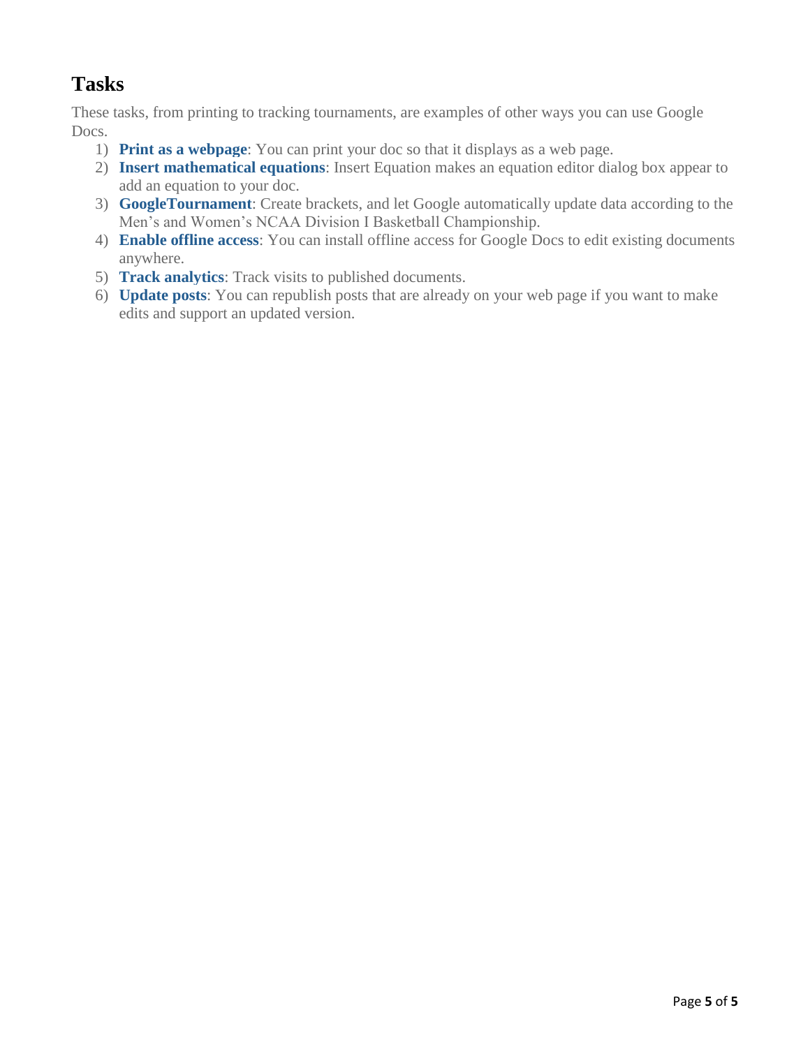## Tasks

These tasks, from printing to tracking tournaments, are examples of other ways you can use Google Docs.

1) **Print as a webpage**: You can print your doc so that it displays as a web page.
2) **Insert mathematical equations**: Insert Equation makes an equation editor dialog box appear to add an equation to your doc.
3) **GoogleTournament**: Create brackets, and let Google automatically update data according to the Men's and Women's NCAA Division I Basketball Championship.
4) **Enable offline access**: You can install offline access for Google Docs to edit existing documents anywhere.
5) **Track analytics**: Track visits to published documents.
6) **Update posts**: You can republish posts that are already on your web page if you want to make edits and support an updated version.